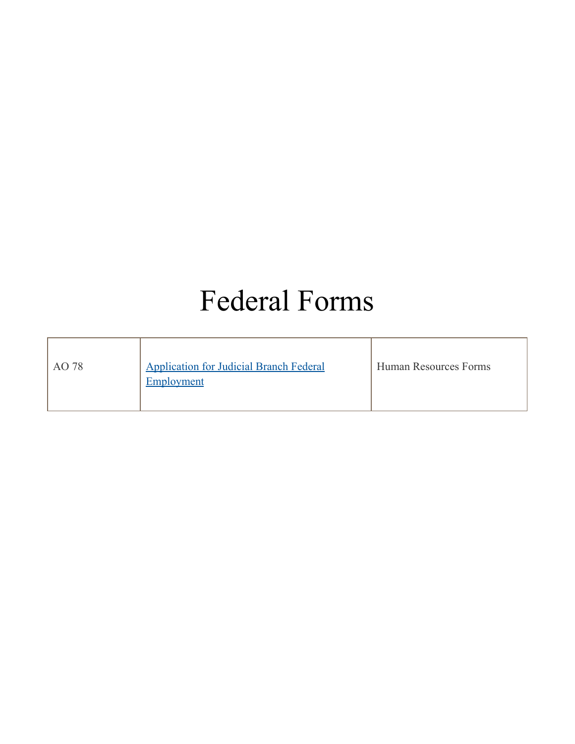# Federal Forms

| AO 78 | Application for Judicial Branch Federal Employment | Human Resources Forms |
|---|---|---|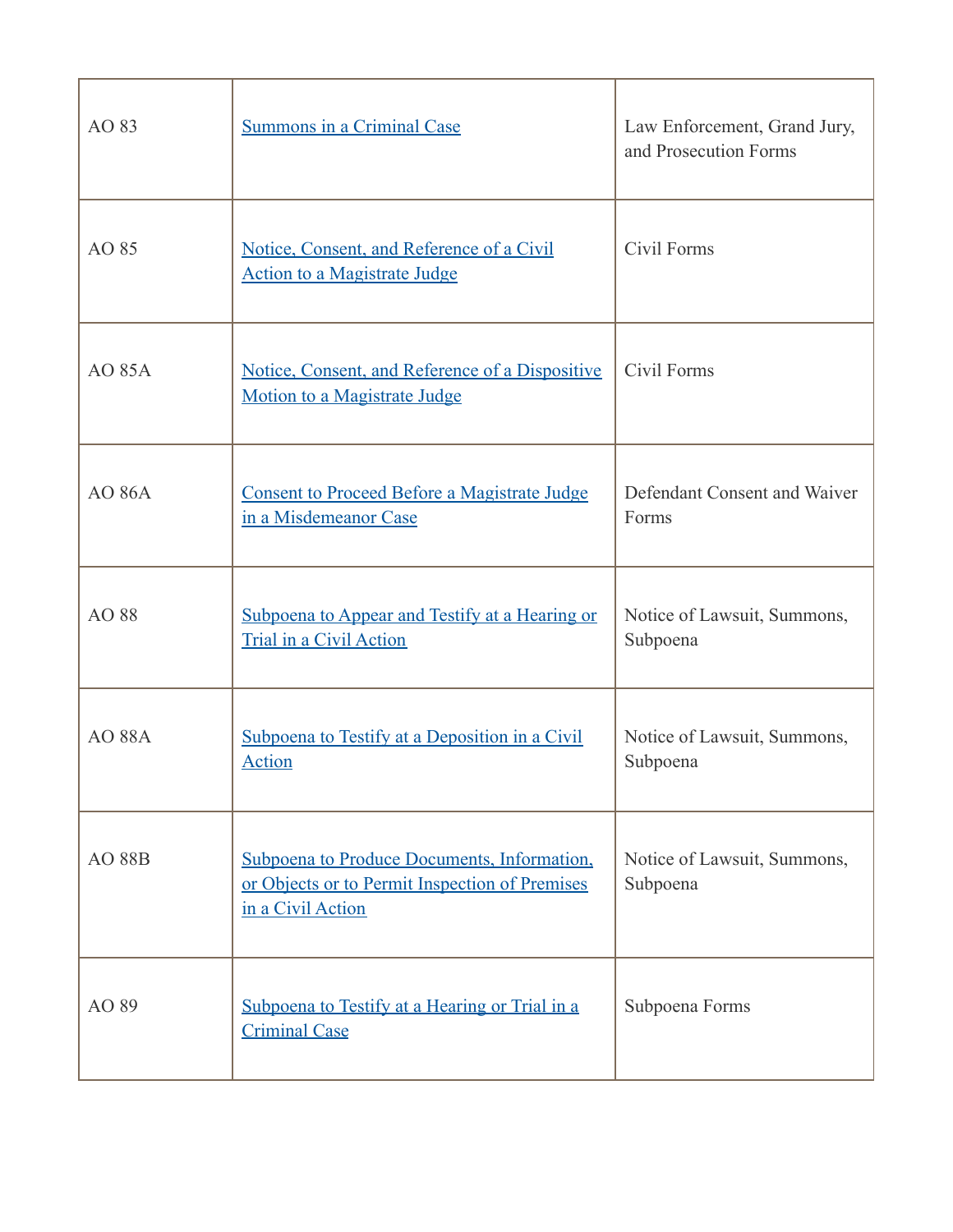| | | |
|---|---|---|
| AO 83 | [Summons in a Criminal Case]() | Law Enforcement, Grand Jury, and Prosecution Forms |
| AO 85 | [Notice, Consent, and Reference of a Civil Action to a Magistrate Judge]() | Civil Forms |
| AO 85A | [Notice, Consent, and Reference of a Dispositive Motion to a Magistrate Judge]() | Civil Forms |
| AO 86A | [Consent to Proceed Before a Magistrate Judge in a Misdemeanor Case]() | Defendant Consent and Waiver Forms |
| AO 88 | [Subpoena to Appear and Testify at a Hearing or Trial in a Civil Action]() | Notice of Lawsuit, Summons, Subpoena |
| AO 88A | [Subpoena to Testify at a Deposition in a Civil Action]() | Notice of Lawsuit, Summons, Subpoena |
| AO 88B | [Subpoena to Produce Documents, Information, or Objects or to Permit Inspection of Premises in a Civil Action]() | Notice of Lawsuit, Summons, Subpoena |
| AO 89 | [Subpoena to Testify at a Hearing or Trial in a Criminal Case]() | Subpoena Forms |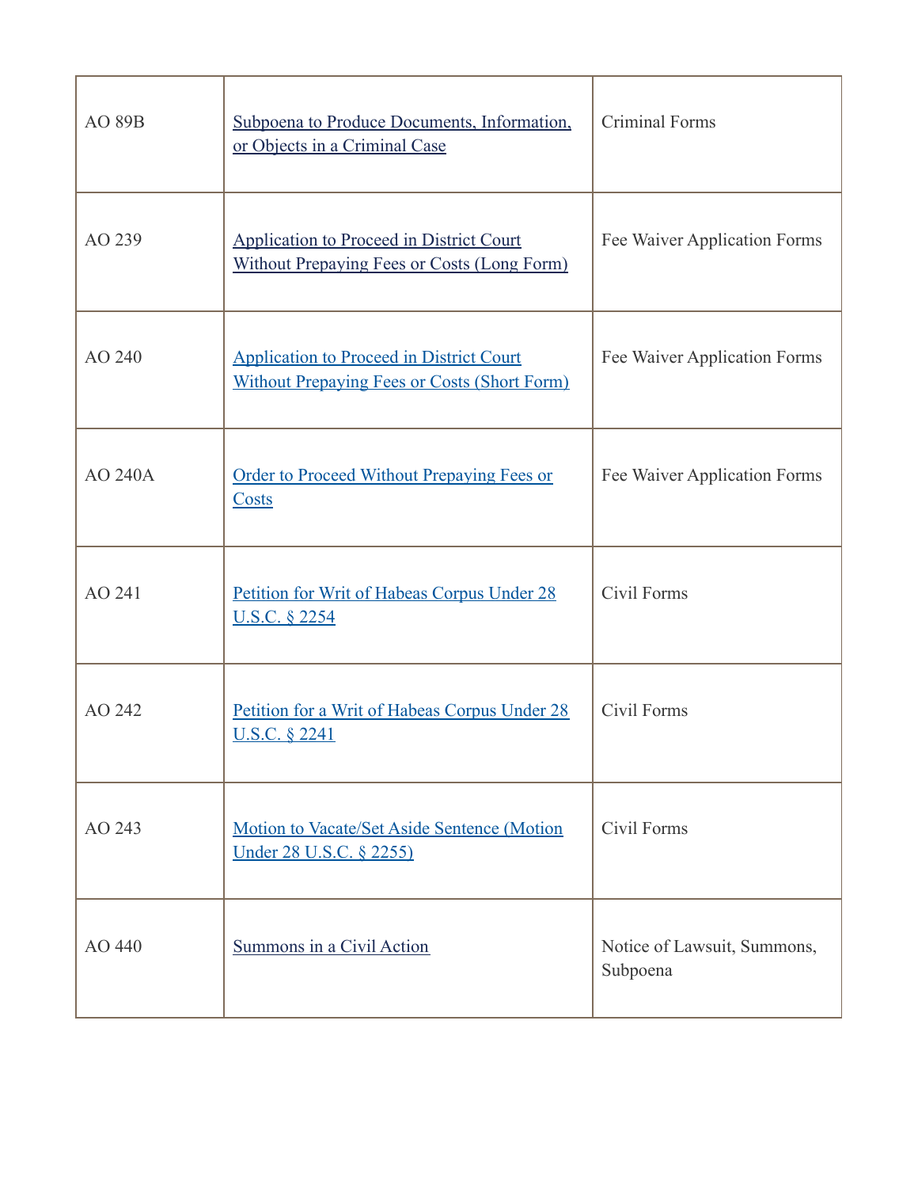| AO 89B | [Subpoena to Produce Documents, Information, or Objects in a Criminal Case]() | Criminal Forms |
|---|---|---|
| AO 239 | [Application to Proceed in District Court Without Prepaying Fees or Costs (Long Form)]() | Fee Waiver Application Forms |
| AO 240 | [Application to Proceed in District Court Without Prepaying Fees or Costs (Short Form)]() | Fee Waiver Application Forms |
| AO 240A | [Order to Proceed Without Prepaying Fees or Costs]() | Fee Waiver Application Forms |
| AO 241 | [Petition for Writ of Habeas Corpus Under 28 U.S.C. § 2254]() | Civil Forms |
| AO 242 | [Petition for a Writ of Habeas Corpus Under 28 U.S.C. § 2241]() | Civil Forms |
| AO 243 | [Motion to Vacate/Set Aside Sentence (Motion Under 28 U.S.C. § 2255)]() | Civil Forms |
| AO 440 | [Summons in a Civil Action]() | Notice of Lawsuit, Summons, Subpoena |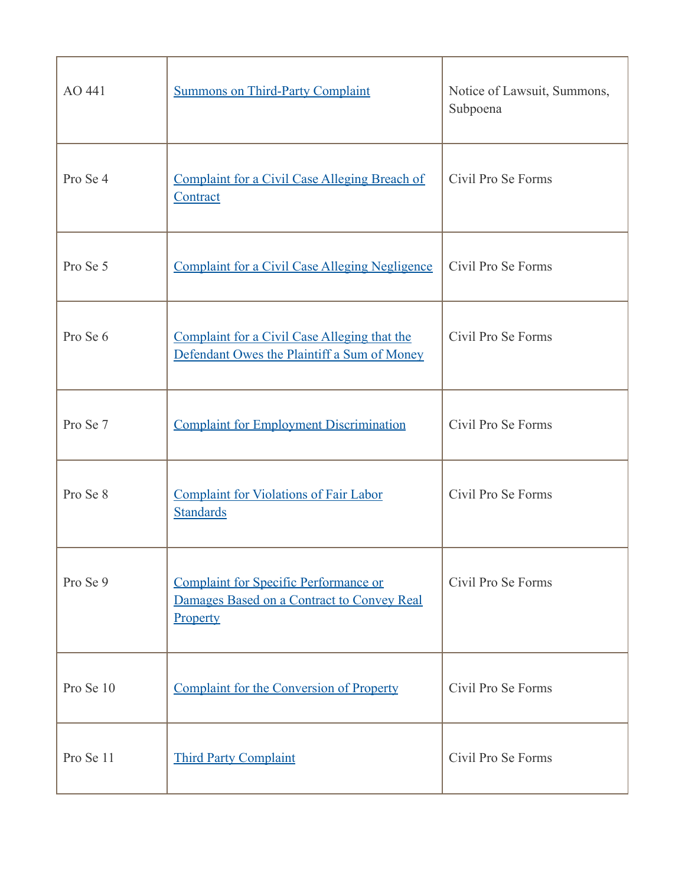| AO 441 | Summons on Third-Party Complaint | Notice of Lawsuit, Summons, Subpoena |
|---|---|---|
| Pro Se 4 | Complaint for a Civil Case Alleging Breach of Contract | Civil Pro Se Forms |
| Pro Se 5 | Complaint for a Civil Case Alleging Negligence | Civil Pro Se Forms |
| Pro Se 6 | Complaint for a Civil Case Alleging that the Defendant Owes the Plaintiff a Sum of Money | Civil Pro Se Forms |
| Pro Se 7 | Complaint for Employment Discrimination | Civil Pro Se Forms |
| Pro Se 8 | Complaint for Violations of Fair Labor Standards | Civil Pro Se Forms |
| Pro Se 9 | Complaint for Specific Performance or Damages Based on a Contract to Convey Real Property | Civil Pro Se Forms |
| Pro Se 10 | Complaint for the Conversion of Property | Civil Pro Se Forms |
| Pro Se 11 | Third Party Complaint | Civil Pro Se Forms |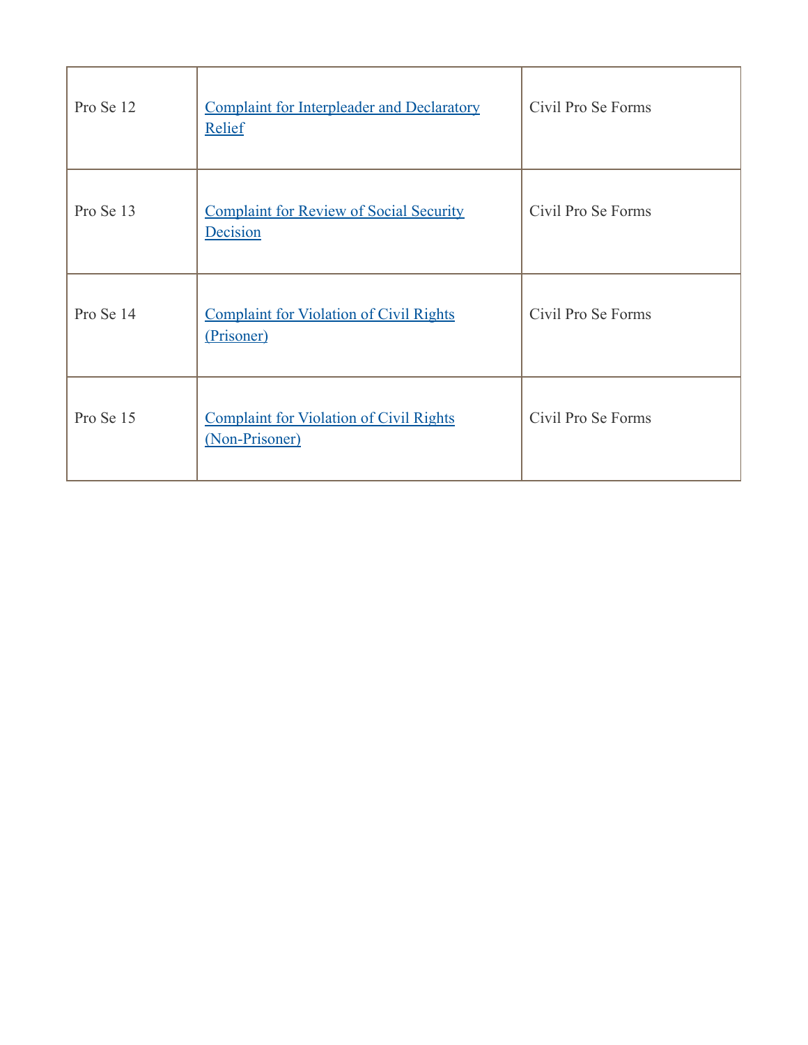| | | |
|---|---|---|
| Pro Se 12 | Complaint for Interpleader and Declaratory Relief | Civil Pro Se Forms |
| Pro Se 13 | Complaint for Review of Social Security Decision | Civil Pro Se Forms |
| Pro Se 14 | Complaint for Violation of Civil Rights (Prisoner) | Civil Pro Se Forms |
| Pro Se 15 | Complaint for Violation of Civil Rights (Non-Prisoner) | Civil Pro Se Forms |